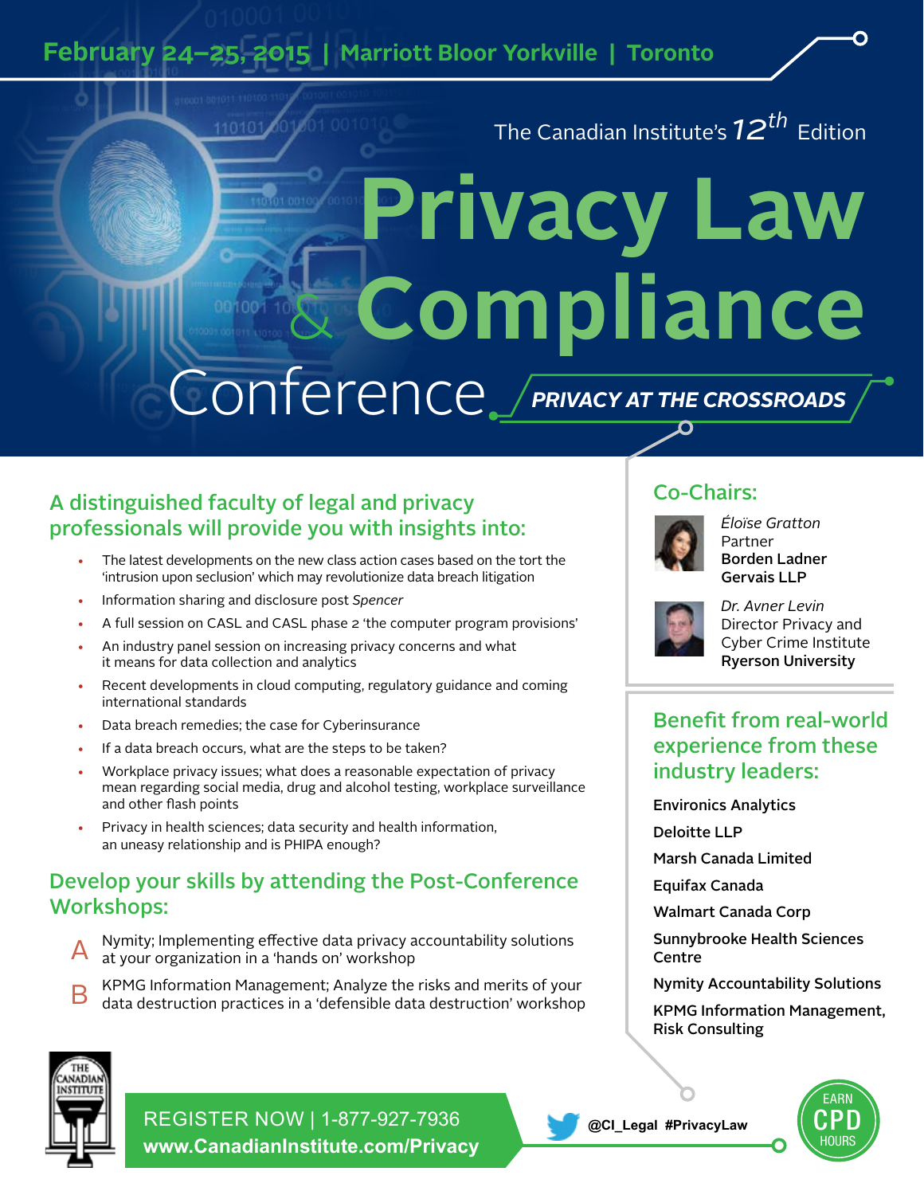February 24–25, 2015 | Marriott Bloor Yorkville | Toronto

The Canadian Institute's 12th Edition

# Privacy Law & Compliance Conference

**PRIVACY AT THE CROSSROADS**

## A distinguished faculty of legal and privacy professionals will provide you with insights into:

- The latest developments on the new class action cases based on the tort the 'intrusion upon seclusion' which may revolutionize data breach litigation
- Information sharing and disclosure post *Spencer*
- A full session on CASL and CASL phase 2 'the computer program provisions'
- An industry panel session on increasing privacy concerns and what it means for data collection and analytics
- Recent developments in cloud computing, regulatory guidance and coming international standards
- Data breach remedies; the case for Cyberinsurance
- If a data breach occurs, what are the steps to be taken?
- Workplace privacy issues; what does a reasonable expectation of privacy mean regarding social media, drug and alcohol testing, workplace surveillance and other flash points
- Privacy in health sciences; data security and health information, an uneasy relationship and is PHIPA enough?

## Develop your skills by attending the Post-Conference Workshops:

**A** Nymity; Implementing effective data privacy accountability solutions at your organization in a 'hands on' workshop

**B** KPMG Information Management; Analyze the risks and merits of your data destruction practices in a 'defensible data destruction' workshop

## Co-Chairs:

*Éloïse Gratton*
Partner
**Borden Ladner Gervais LLP**

*Dr. Avner Levin*
Director Privacy and Cyber Crime Institute
**Ryerson University**

## Benefit from real-world experience from these industry leaders:

- Environics Analytics
- Deloitte LLP
- Marsh Canada Limited
- Equifax Canada
- Walmart Canada Corp
- Sunnybrooke Health Sciences Centre
- Nymity Accountability Solutions
- KPMG Information Management, Risk Consulting

THE CANADIAN INSTITUTE

REGISTER NOW | 1-877-927-7936
**www.CanadianInstitute.com/Privacy**

**@CI_Legal #PrivacyLaw**

EARN CPD HOURS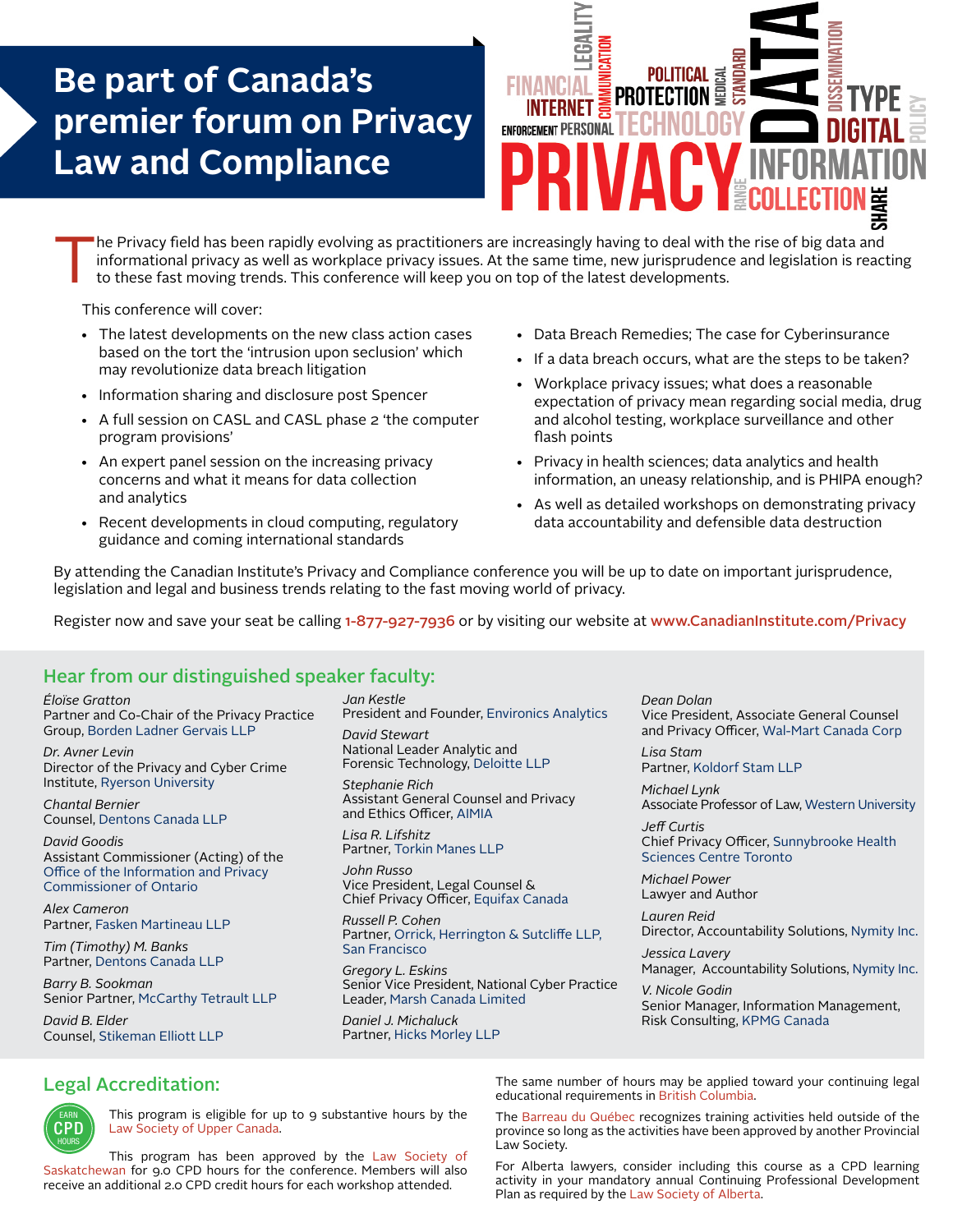# Be part of Canada's premier forum on Privacy Law and Compliance

The Privacy field has been rapidly evolving as practitioners are increasingly having to deal with the rise of big data and informational privacy as well as workplace privacy issues. At the same time, new jurisprudence and legislation is reacting to these fast moving trends. This conference will keep you on top of the latest developments.

This conference will cover:

- The latest developments on the new class action cases based on the tort the 'intrusion upon seclusion' which may revolutionize data breach litigation
- Information sharing and disclosure post Spencer
- A full session on CASL and CASL phase 2 'the computer program provisions'
- An expert panel session on the increasing privacy concerns and what it means for data collection and analytics
- Recent developments in cloud computing, regulatory guidance and coming international standards
- Data Breach Remedies; The case for Cyberinsurance
- If a data breach occurs, what are the steps to be taken?
- Workplace privacy issues; what does a reasonable expectation of privacy mean regarding social media, drug and alcohol testing, workplace surveillance and other flash points
- Privacy in health sciences; data analytics and health information, an uneasy relationship, and is PHIPA enough?
- As well as detailed workshops on demonstrating privacy data accountability and defensible data destruction

By attending the Canadian Institute's Privacy and Compliance conference you will be up to date on important jurisprudence, legislation and legal and business trends relating to the fast moving world of privacy.

Register now and save your seat be calling 1-877-927-7936 or by visiting our website at www.CanadianInstitute.com/Privacy

## Hear from our distinguished speaker faculty:

*Éloïse Gratton*
Partner and Co-Chair of the Privacy Practice Group, Borden Ladner Gervais LLP

*Dr. Avner Levin*
Director of the Privacy and Cyber Crime Institute, Ryerson University

*Chantal Bernier*
Counsel, Dentons Canada LLP

*David Goodis*
Assistant Commissioner (Acting) of the Office of the Information and Privacy Commissioner of Ontario

*Alex Cameron*
Partner, Fasken Martineau LLP

*Tim (Timothy) M. Banks*
Partner, Dentons Canada LLP

*Barry B. Sookman*
Senior Partner, McCarthy Tetrault LLP

*David B. Elder*
Counsel, Stikeman Elliott LLP

*Jan Kestle*
President and Founder, Environics Analytics

*David Stewart*
National Leader Analytic and Forensic Technology, Deloitte LLP

*Stephanie Rich*
Assistant General Counsel and Privacy and Ethics Officer, AIMIA

*Lisa R. Lifshitz*
Partner, Torkin Manes LLP

*John Russo*
Vice President, Legal Counsel & Chief Privacy Officer, Equifax Canada

*Russell P. Cohen*
Partner, Orrick, Herrington & Sutcliffe LLP, San Francisco

*Gregory L. Eskins*
Senior Vice President, National Cyber Practice Leader, Marsh Canada Limited

*Daniel J. Michaluck*
Partner, Hicks Morley LLP

*Dean Dolan*
Vice President, Associate General Counsel and Privacy Officer, Wal-Mart Canada Corp

*Lisa Stam*
Partner, Koldorf Stam LLP

*Michael Lynk*
Associate Professor of Law, Western University

*Jeff Curtis*
Chief Privacy Officer, Sunnybrooke Health Sciences Centre Toronto

*Michael Power*
Lawyer and Author

*Lauren Reid*
Director, Accountability Solutions, Nymity Inc.

*Jessica Lavery*
Manager, Accountability Solutions, Nymity Inc.

*V. Nicole Godin*
Senior Manager, Information Management, Risk Consulting, KPMG Canada

## Legal Accreditation:

EARN CPD HOURS

This program is eligible for up to 9 substantive hours by the Law Society of Upper Canada.

This program has been approved by the Law Society of Saskatchewan for 9.0 CPD hours for the conference. Members will also receive an additional 2.0 CPD credit hours for each workshop attended.

The same number of hours may be applied toward your continuing legal educational requirements in British Columbia.

The Barreau du Québec recognizes training activities held outside of the province so long as the activities have been approved by another Provincial Law Society.

For Alberta lawyers, consider including this course as a CPD learning activity in your mandatory annual Continuing Professional Development Plan as required by the Law Society of Alberta.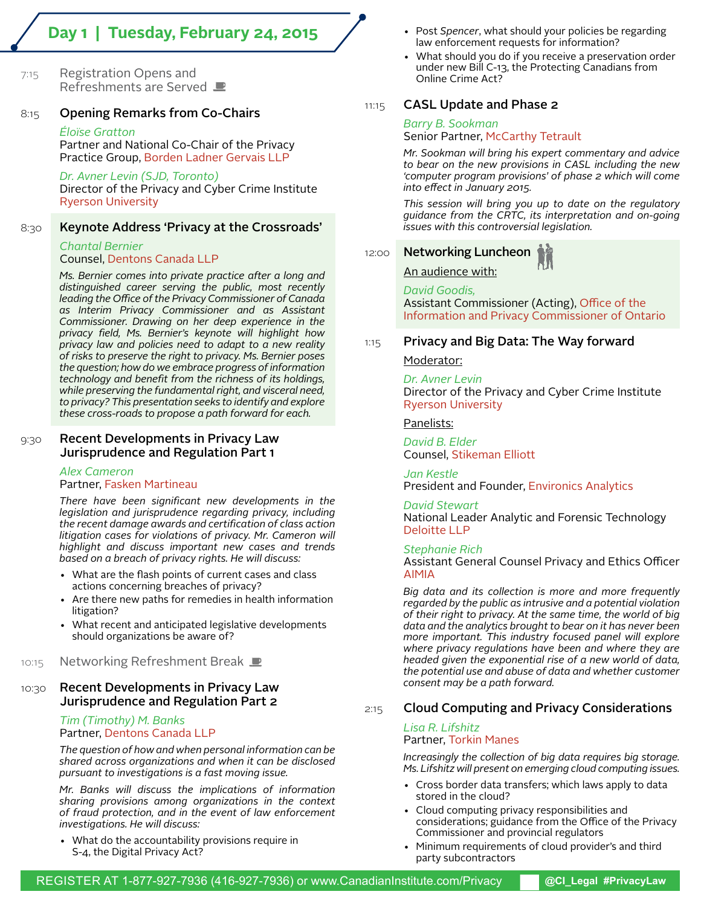## Day 1 | Tuesday, February 24, 2015

7:15 Registration Opens and Refreshments are Served

8:15 **Opening Remarks from Co-Chairs**

*Éloïse Gratton*
Partner and National Co-Chair of the Privacy Practice Group, Borden Ladner Gervais LLP

*Dr. Avner Levin (SJD, Toronto)*
Director of the Privacy and Cyber Crime Institute
Ryerson University

8:30 **Keynote Address 'Privacy at the Crossroads'**

*Chantal Bernier*
Counsel, Dentons Canada LLP

*Ms. Bernier comes into private practice after a long and distinguished career serving the public, most recently leading the Office of the Privacy Commissioner of Canada as Interim Privacy Commissioner and as Assistant Commissioner. Drawing on her deep experience in the privacy field, Ms. Bernier's keynote will highlight how privacy law and policies need to adapt to a new reality of risks to preserve the right to privacy. Ms. Bernier poses the question; how do we embrace progress of information technology and benefit from the richness of its holdings, while preserving the fundamental right, and visceral need, to privacy? This presentation seeks to identify and explore these cross-roads to propose a path forward for each.*

9:30 **Recent Developments in Privacy Law Jurisprudence and Regulation Part 1**

*Alex Cameron*
Partner, Fasken Martineau

*There have been significant new developments in the legislation and jurisprudence regarding privacy, including the recent damage awards and certification of class action litigation cases for violations of privacy. Mr. Cameron will highlight and discuss important new cases and trends based on a breach of privacy rights. He will discuss:*

- What are the flash points of current cases and class actions concerning breaches of privacy?
- Are there new paths for remedies in health information litigation?
- What recent and anticipated legislative developments should organizations be aware of?

10:15 Networking Refreshment Break

10:30 **Recent Developments in Privacy Law Jurisprudence and Regulation Part 2**

*Tim (Timothy) M. Banks*
Partner, Dentons Canada LLP

*The question of how and when personal information can be shared across organizations and when it can be disclosed pursuant to investigations is a fast moving issue.*

*Mr. Banks will discuss the implications of information sharing provisions among organizations in the context of fraud protection, and in the event of law enforcement investigations. He will discuss:*

- What do the accountability provisions require in S-4, the Digital Privacy Act?
- Post *Spencer*, what should your policies be regarding law enforcement requests for information?
- What should you do if you receive a preservation order under new Bill C-13, the Protecting Canadians from Online Crime Act?

11:15 **CASL Update and Phase 2**

*Barry B. Sookman*
Senior Partner, McCarthy Tetrault

*Mr. Sookman will bring his expert commentary and advice to bear on the new provisions in CASL including the new 'computer program provisions' of phase 2 which will come into effect in January 2015.*

*This session will bring you up to date on the regulatory guidance from the CRTC, its interpretation and on-going issues with this controversial legislation.*

12:00 **Networking Luncheon**

An audience with:

*David Goodis,*
Assistant Commissioner (Acting), Office of the Information and Privacy Commissioner of Ontario

1:15 **Privacy and Big Data: The Way forward**

Moderator:

*Dr. Avner Levin*
Director of the Privacy and Cyber Crime Institute
Ryerson University

Panelists:

*David B. Elder*
Counsel, Stikeman Elliott

*Jan Kestle*
President and Founder, Environics Analytics

*David Stewart*
National Leader Analytic and Forensic Technology
Deloitte LLP

*Stephanie Rich*
Assistant General Counsel Privacy and Ethics Officer
AIMIA

*Big data and its collection is more and more frequently regarded by the public as intrusive and a potential violation of their right to privacy. At the same time, the world of big data and the analytics brought to bear on it has never been more important. This industry focused panel will explore where privacy regulations have been and where they are headed given the exponential rise of a new world of data, the potential use and abuse of data and whether customer consent may be a path forward.*

2:15 **Cloud Computing and Privacy Considerations**

*Lisa R. Lifshitz*
Partner, Torkin Manes

*Increasingly the collection of big data requires big storage. Ms. Lifshitz will present on emerging cloud computing issues.*

- Cross border data transfers; which laws apply to data stored in the cloud?
- Cloud computing privacy responsibilities and considerations; guidance from the Office of the Privacy Commissioner and provincial regulators
- Minimum requirements of cloud provider's and third party subcontractors

REGISTER AT 1-877-927-7936 (416-927-7936) or www.CanadianInstitute.com/Privacy @CI_Legal #PrivacyLaw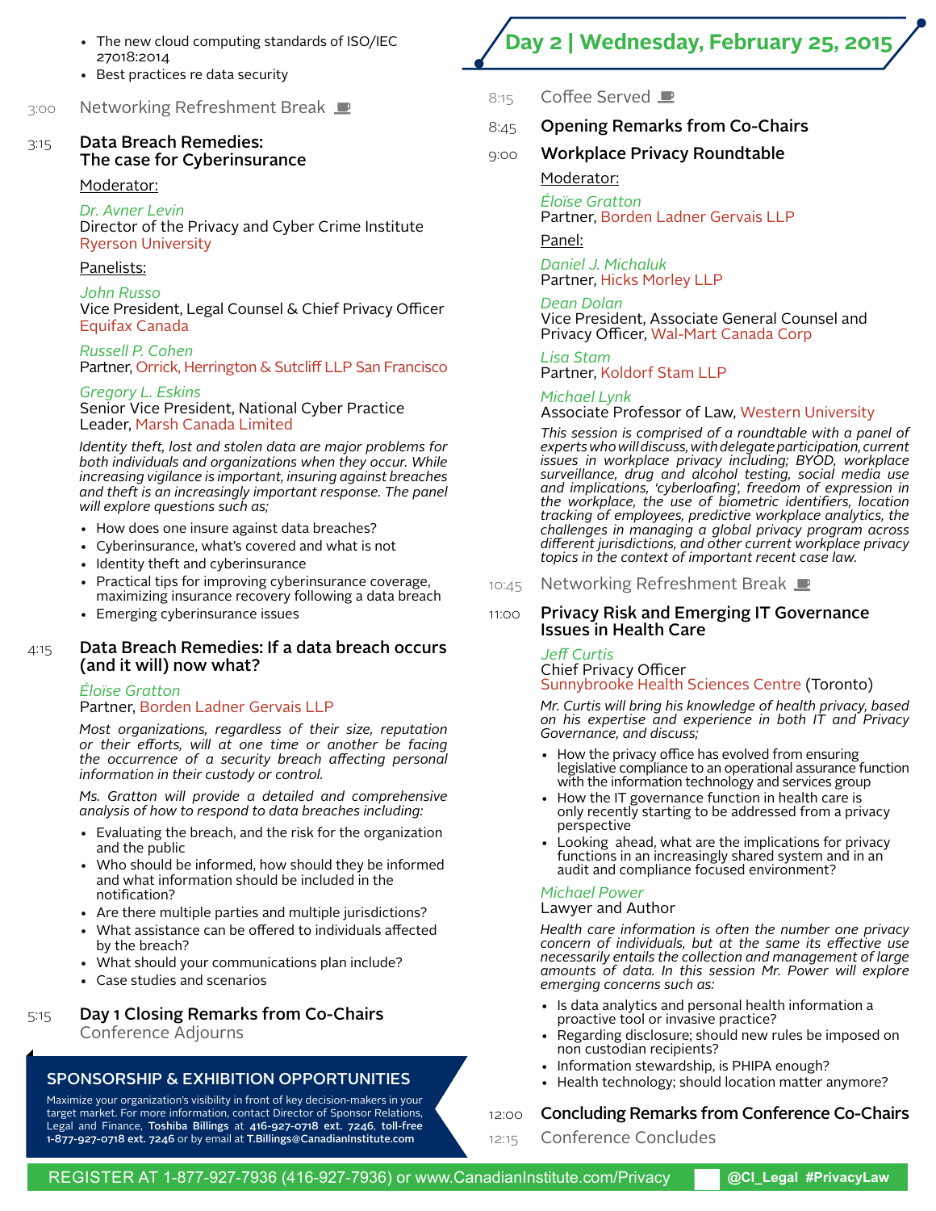- The new cloud computing standards of ISO/IEC 27018:2014
- Best practices re data security

3:00 Networking Refreshment Break

3:15 **Data Breach Remedies: The case for Cyberinsurance**

Moderator:

*Dr. Avner Levin*
Director of the Privacy and Cyber Crime Institute
Ryerson University

Panelists:

*John Russo*
Vice President, Legal Counsel & Chief Privacy Officer
Equifax Canada

*Russell P. Cohen*
Partner, Orrick, Herrington & Sutcliff LLP San Francisco

*Gregory L. Eskins*
Senior Vice President, National Cyber Practice Leader, Marsh Canada Limited

*Identity theft, lost and stolen data are major problems for both individuals and organizations when they occur. While increasing vigilance is important, insuring against breaches and theft is an increasingly important response. The panel will explore questions such as;*

- How does one insure against data breaches?
- Cyberinsurance, what's covered and what is not
- Identity theft and cyberinsurance
- Practical tips for improving cyberinsurance coverage, maximizing insurance recovery following a data breach
- Emerging cyberinsurance issues

4:15 **Data Breach Remedies: If a data breach occurs (and it will) now what?**

*Éloïse Gratton*
Partner, Borden Ladner Gervais LLP

*Most organizations, regardless of their size, reputation or their efforts, will at one time or another be facing the occurrence of a security breach affecting personal information in their custody or control.*

*Ms. Gratton will provide a detailed and comprehensive analysis of how to respond to data breaches including:*

- Evaluating the breach, and the risk for the organization and the public
- Who should be informed, how should they be informed and what information should be included in the notification?
- Are there multiple parties and multiple jurisdictions?
- What assistance can be offered to individuals affected by the breach?
- What should your communications plan include?
- Case studies and scenarios

5:15 **Day 1 Closing Remarks from Co-Chairs**
Conference Adjourns

## SPONSORSHIP & EXHIBITION OPPORTUNITIES

Maximize your organization's visibility in front of key decision-makers in your target market. For more information, contact Director of Sponsor Relations, Legal and Finance, **Toshiba Billings** at **416-927-0718 ext. 7246**, **toll-free 1-877-927-0718 ext. 7246** or by email at **T.Billings@CanadianInstitute.com**

## Day 2 | Wednesday, February 25, 2015

8:15 Coffee Served

8:45 **Opening Remarks from Co-Chairs**

9:00 **Workplace Privacy Roundtable**

Moderator:

*Éloïse Gratton*
Partner, Borden Ladner Gervais LLP

Panel:

*Daniel J. Michaluk*
Partner, Hicks Morley LLP

*Dean Dolan*
Vice President, Associate General Counsel and Privacy Officer, Wal-Mart Canada Corp

*Lisa Stam*
Partner, Koldorf Stam LLP

*Michael Lynk*
Associate Professor of Law, Western University

*This session is comprised of a roundtable with a panel of experts who will discuss, with delegate participation, current issues in workplace privacy including; BYOD, workplace surveillance, drug and alcohol testing, social media use and implications, 'cyberloafing', freedom of expression in the workplace, the use of biometric identifiers, location tracking of employees, predictive workplace analytics, the challenges in managing a global privacy program across different jurisdictions, and other current workplace privacy topics in the context of important recent case law.*

10:45 Networking Refreshment Break

11:00 **Privacy Risk and Emerging IT Governance Issues in Health Care**

*Jeff Curtis*
Chief Privacy Officer
Sunnybrooke Health Sciences Centre (Toronto)

*Mr. Curtis will bring his knowledge of health privacy, based on his expertise and experience in both IT and Privacy Governance, and discuss;*

- How the privacy office has evolved from ensuring legislative compliance to an operational assurance function with the information technology and services group
- How the IT governance function in health care is only recently starting to be addressed from a privacy perspective
- Looking ahead, what are the implications for privacy functions in an increasingly shared system and in an audit and compliance focused environment?

*Michael Power*
Lawyer and Author

*Health care information is often the number one privacy concern of individuals, but at the same its effective use necessarily entails the collection and management of large amounts of data. In this session Mr. Power will explore emerging concerns such as:*

- Is data analytics and personal health information a proactive tool or invasive practice?
- Regarding disclosure; should new rules be imposed on non custodian recipients?
- Information stewardship, is PHIPA enough?
- Health technology; should location matter anymore?

12:00 **Concluding Remarks from Conference Co-Chairs**

12:15 Conference Concludes

REGISTER AT 1-877-927-7936 (416-927-7936) or www.CanadianInstitute.com/Privacy @CI_Legal #PrivacyLaw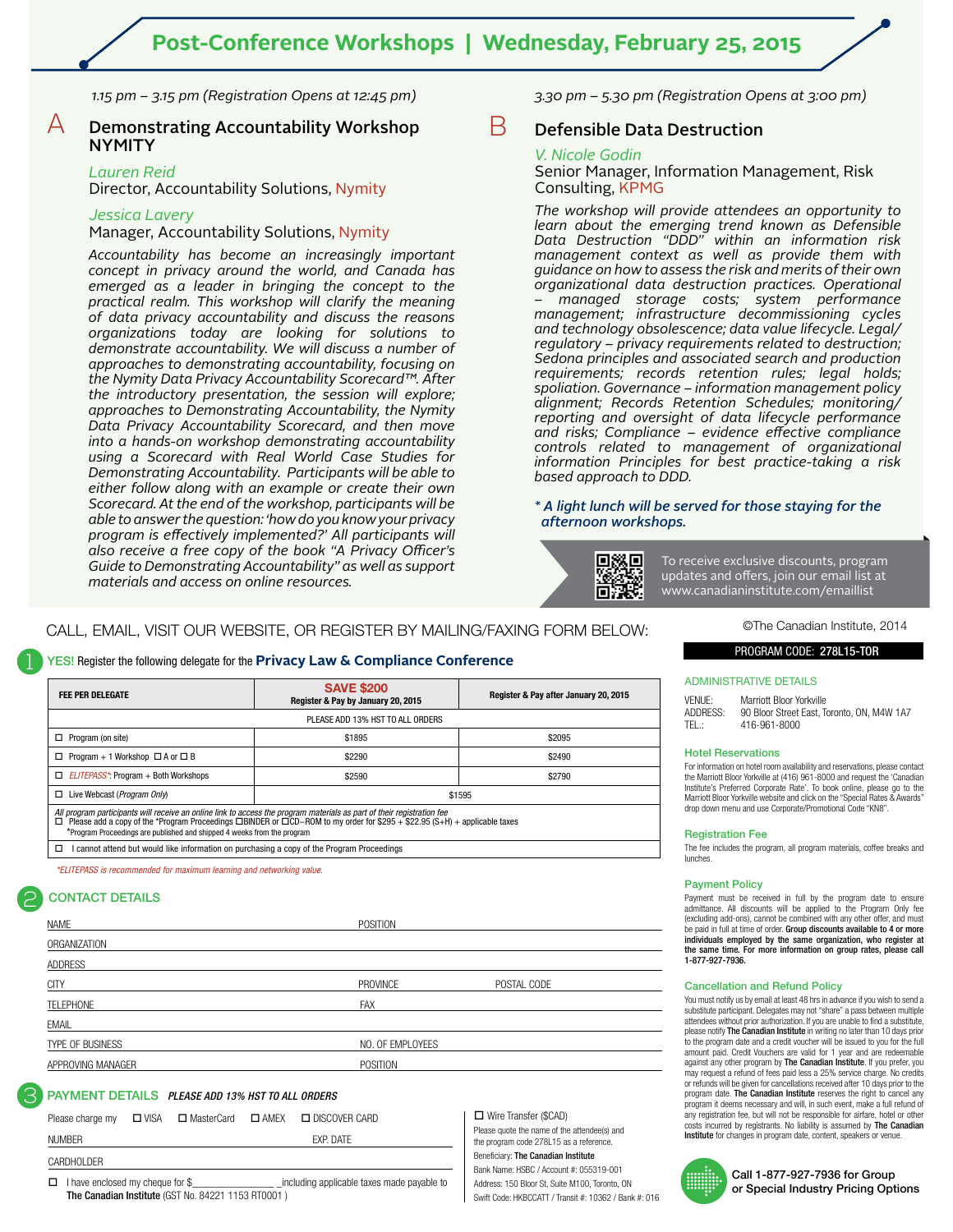# Post-Conference Workshops | Wednesday, February 25, 2015

*1.15 pm – 3.15 pm (Registration Opens at 12:45 pm)*

## A Demonstrating Accountability Workshop NYMITY

*Lauren Reid*
Director, Accountability Solutions, Nymity

*Jessica Lavery*
Manager, Accountability Solutions, Nymity

*Accountability has become an increasingly important concept in privacy around the world, and Canada has emerged as a leader in bringing the concept to the practical realm. This workshop will clarify the meaning of data privacy accountability and discuss the reasons organizations today are looking for solutions to demonstrate accountability. We will discuss a number of approaches to demonstrating accountability, focusing on the Nymity Data Privacy Accountability Scorecard™. After the introductory presentation, the session will explore; approaches to Demonstrating Accountability, the Nymity Data Privacy Accountability Scorecard, and then move into a hands-on workshop demonstrating accountability using a Scorecard with Real World Case Studies for Demonstrating Accountability. Participants will be able to either follow along with an example or create their own Scorecard. At the end of the workshop, participants will be able to answer the question: 'how do you know your privacy program is effectively implemented?' All participants will also receive a free copy of the book "A Privacy Officer's Guide to Demonstrating Accountability" as well as support materials and access on online resources.*

*3.30 pm – 5.30 pm (Registration Opens at 3:00 pm)*

## B Defensible Data Destruction

*V. Nicole Godin*
Senior Manager, Information Management, Risk Consulting, KPMG

*The workshop will provide attendees an opportunity to learn about the emerging trend known as Defensible Data Destruction "DDD" within an information risk management context as well as provide them with guidance on how to assess the risk and merits of their own organizational data destruction practices. Operational – managed storage costs; system performance management; infrastructure decommissioning cycles and technology obsolescence; data value lifecycle. Legal/regulatory – privacy requirements related to destruction; Sedona principles and associated search and production requirements; records retention rules; legal holds; spoliation. Governance – information management policy alignment; Records Retention Schedules; monitoring/reporting and oversight of data lifecycle performance and risks; Compliance – evidence effective compliance controls related to management of organizational information Principles for best practice-taking a risk based approach to DDD.*

***\* A light lunch will be served for those staying for the afternoon workshops.***

To receive exclusive discounts, program updates and offers, join our email list at www.canadianinstitute.com/emaillist

CALL, EMAIL, VISIT OUR WEBSITE, OR REGISTER BY MAILING/FAXING FORM BELOW:

### 1 YES! Register the following delegate for the **Privacy Law & Compliance Conference**

| FEE PER DELEGATE | SAVE $200 Register & Pay by January 20, 2015 | Register & Pay after January 20, 2015 |
|---|---|---|
| PLEASE ADD 13% HST TO ALL ORDERS | | |
| ☐ Program (on site) | $1895 | $2095 |
| ☐ Program + 1 Workshop ☐ A or ☐ B | $2290 | $2490 |
| ☐ *ELITEPASS\**: Program + Both Workshops | $2590 | $2790 |
| ☐ Live Webcast (*Program Only*) | $1595 | |
| *All program participants will receive an online link to access the program materials as part of their registration fee* ☐ Please add a copy of the \*Program Proceedings ☐BINDER or ☐CD–ROM to my order for $295 + $22.95 (S+H) + applicable taxes \*Program Proceedings are published and shipped 4 weeks from the program | | |
| ☐ I cannot attend but would like information on purchasing a copy of the Program Proceedings | | |

*\*ELITEPASS is recommended for maximum learning and networking value.*

### 2 CONTACT DETAILS

NAME ____ POSITION ____
ORGANIZATION ____
ADDRESS ____
CITY ____ PROVINCE ____ POSTAL CODE ____
TELEPHONE ____ FAX ____
EMAIL ____
TYPE OF BUSINESS ____ NO. OF EMPLOYEES ____
APPROVING MANAGER ____ POSITION ____

### 3 PAYMENT DETAILS *PLEASE ADD 13% HST TO ALL ORDERS*

Please charge my ☐ VISA ☐ MasterCard ☐ AMEX ☐ DISCOVER CARD
NUMBER ____ EXP. DATE ____
CARDHOLDER ____

☐ I have enclosed my cheque for $________ including applicable taxes made payable to **The Canadian Institute** (GST No. 84221 1153 RT0001 )

☐ Wire Transfer ($CAD)
Please quote the name of the attendee(s) and the program code 278L15 as a reference.
Beneficiary: **The Canadian Institute**
Bank Name: HSBC / Account #: 055319-001
Address: 150 Bloor St, Suite M100, Toronto, ON
Swift Code: HKBCCATT / Transit #: 10362 / Bank #: 016

©The Canadian Institute, 2014

**PROGRAM CODE: 278L15-TOR**

#### ADMINISTRATIVE DETAILS

VENUE: Marriott Bloor Yorkville
ADDRESS: 90 Bloor Street East, Toronto, ON, M4W 1A7
TEL.: 416-961-8000

#### Hotel Reservations

For information on hotel room availability and reservations, please contact the Marriott Bloor Yorkville at (416) 961-8000 and request the 'Canadian Institute's Preferred Corporate Rate'. To book online, please go to the Marriott Bloor Yorkville website and click on the "Special Rates & Awards" drop down menu and use Corporate/Promotional Code "KN8".

#### Registration Fee

The fee includes the program, all program materials, coffee breaks and lunches.

#### Payment Policy

Payment must be received in full by the program date to ensure admittance. All discounts will be applied to the Program Only fee (excluding add-ons), cannot be combined with any other offer, and must be paid in full at time of order. **Group discounts available to 4 or more individuals employed by the same organization, who register at the same time. For more information on group rates, please call 1-877-927-7936.**

#### Cancellation and Refund Policy

You must notify us by email at least 48 hrs in advance if you wish to send a substitute participant. Delegates may not "share" a pass between multiple attendees without prior authorization. If you are unable to find a substitute, please notify **The Canadian Institute** in writing no later than 10 days prior to the program date and a credit voucher will be issued to you for the full amount paid. Credit Vouchers are valid for 1 year and are redeemable against any other program by **The Canadian Institute**. If you prefer, you may request a refund of fees paid less a 25% service charge. No credits or refunds will be given for cancellations received after 10 days prior to the program date. **The Canadian Institute** reserves the right to cancel any program it deems necessary and will, in such event, make a full refund of any registration fee, but will not be responsible for airfare, hotel or other costs incurred by registrants. No liability is assumed by **The Canadian Institute** for changes in program date, content, speakers or venue.

**Call 1-877-927-7936 for Group or Special Industry Pricing Options**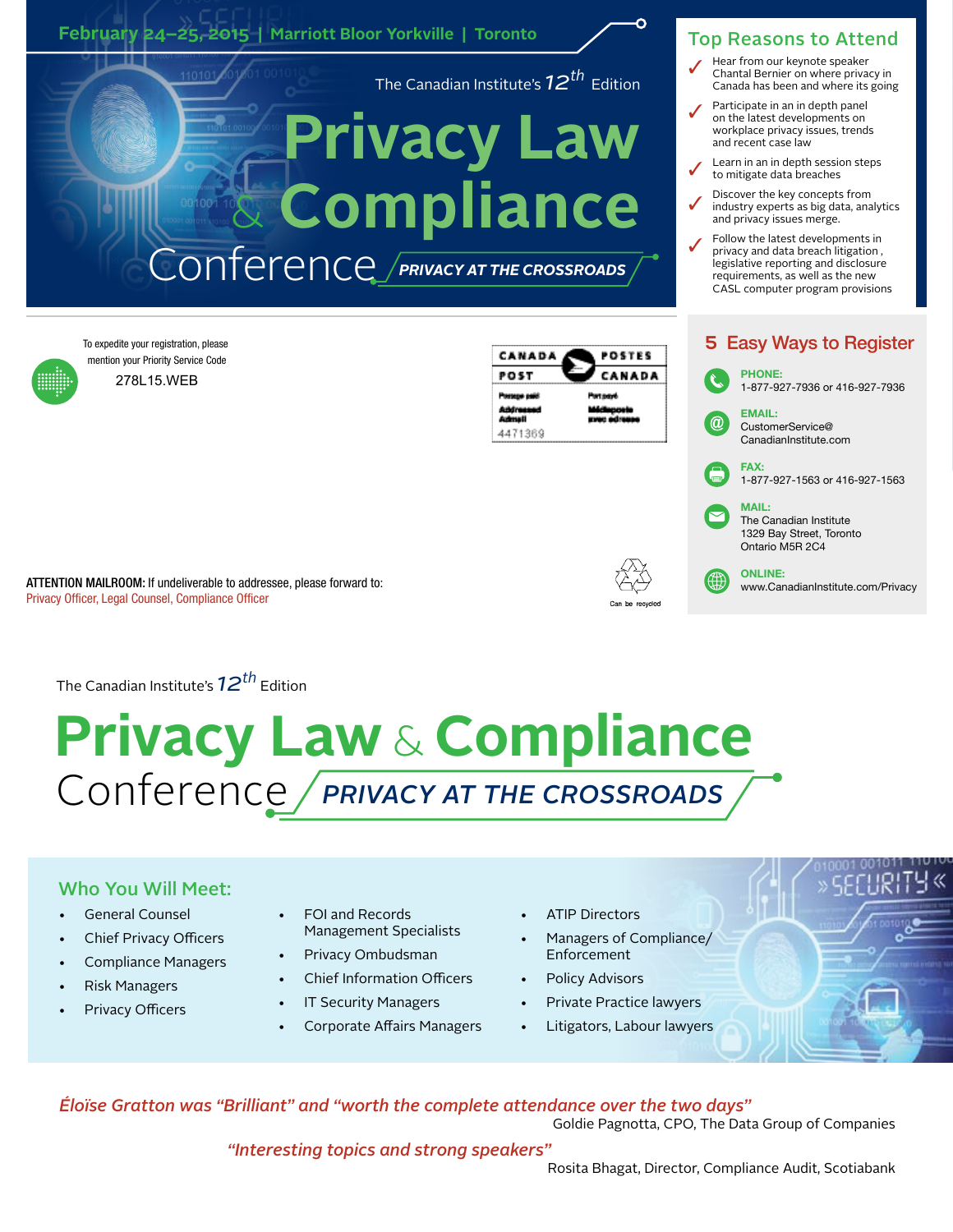February 24–25, 2015 | Marriott Bloor Yorkville | Toronto

The Canadian Institute's *12th* Edition

# Privacy Law & Compliance Conference

**PRIVACY AT THE CROSSROADS**

## Top Reasons to Attend

- ✓ Hear from our keynote speaker Chantal Bernier on where privacy in Canada has been and where its going
- ✓ Participate in an in depth panel on the latest developments on workplace privacy issues, trends and recent case law
- ✓ Learn in an in depth session steps to mitigate data breaches
- ✓ Discover the key concepts from industry experts as big data, analytics and privacy issues merge.
- ✓ Follow the latest developments in privacy and data breach litigation , legislative reporting and disclosure requirements, as well as the new CASL computer program provisions

To expedite your registration, please mention your Priority Service Code

278L15.WEB

CANADA POST POSTES CANADA
Postage paid Port payé
Addressed Admail Médiaposte avec adresse
4471369

## 5 Easy Ways to Register

**PHONE:**
1-877-927-7936 or 416-927-7936

**EMAIL:**
CustomerService@CanadianInstitute.com

**FAX:**
1-877-927-1563 or 416-927-1563

**MAIL:**
The Canadian Institute
1329 Bay Street, Toronto
Ontario M5R 2C4

**ONLINE:**
www.CanadianInstitute.com/Privacy

**ATTENTION MAILROOM:** If undeliverable to addressee, please forward to:
Privacy Officer, Legal Counsel, Compliance Officer

Can be recycled

The Canadian Institute's *12th* Edition

# Privacy Law & Compliance Conference

**PRIVACY AT THE CROSSROADS**

## Who You Will Meet:

- General Counsel
- Chief Privacy Officers
- Compliance Managers
- Risk Managers
- Privacy Officers
- FOI and Records Management Specialists
- Privacy Ombudsman
- Chief Information Officers
- IT Security Managers
- Corporate Affairs Managers
- ATIP Directors
- Managers of Compliance/ Enforcement
- Policy Advisors
- Private Practice lawyers
- Litigators, Labour lawyers

*Éloïse Gratton was "Brilliant" and "worth the complete attendance over the two days"*
Goldie Pagnotta, CPO, The Data Group of Companies

*"Interesting topics and strong speakers"*
Rosita Bhagat, Director, Compliance Audit, Scotiabank